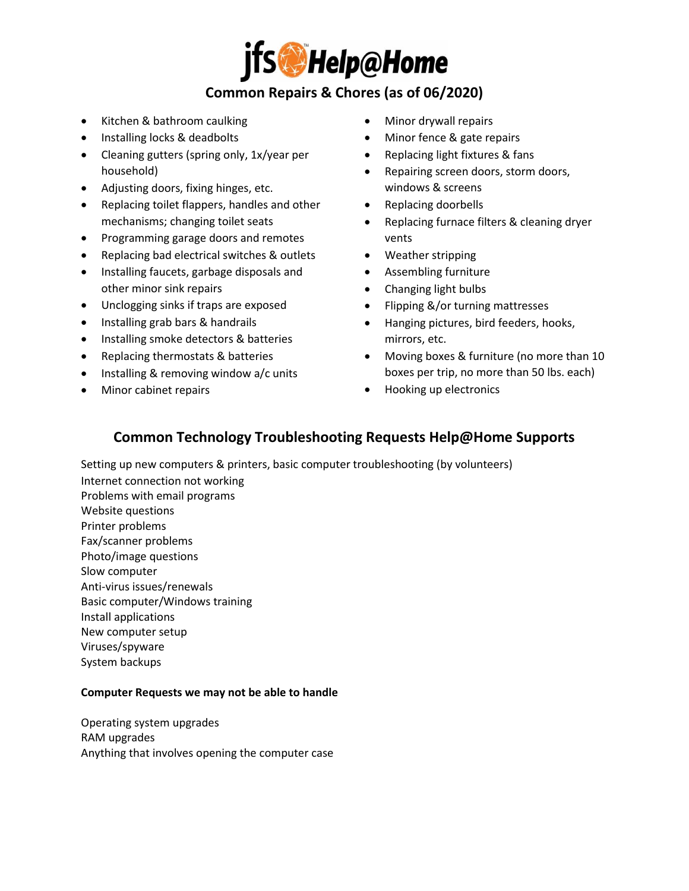# jfs Help@Home

## Common Repairs & Chores (as of 06/2020)

- Kitchen & bathroom caulking
- Installing locks & deadbolts
- Cleaning gutters (spring only, 1x/year per household)
- Adjusting doors, fixing hinges, etc.
- Replacing toilet flappers, handles and other mechanisms; changing toilet seats
- Programming garage doors and remotes
- Replacing bad electrical switches & outlets
- Installing faucets, garbage disposals and other minor sink repairs
- Unclogging sinks if traps are exposed
- Installing grab bars & handrails
- Installing smoke detectors & batteries
- Replacing thermostats & batteries
- Installing & removing window a/c units
- Minor cabinet repairs
- Minor drywall repairs
- Minor fence & gate repairs
- Replacing light fixtures & fans
- Repairing screen doors, storm doors, windows & screens
- Replacing doorbells
- Replacing furnace filters & cleaning dryer vents
- Weather stripping
- Assembling furniture
- Changing light bulbs
- Flipping &/or turning mattresses
- Hanging pictures, bird feeders, hooks, mirrors, etc.
- Moving boxes & furniture (no more than 10 boxes per trip, no more than 50 lbs. each)
- Hooking up electronics

## Common Technology Troubleshooting Requests Help@Home Supports

Setting up new computers & printers, basic computer troubleshooting (by volunteers)
Internet connection not working
Problems with email programs
Website questions
Printer problems
Fax/scanner problems
Photo/image questions
Slow computer
Anti-virus issues/renewals
Basic computer/Windows training
Install applications
New computer setup
Viruses/spyware
System backups

**Computer Requests we may not be able to handle**

Operating system upgrades
RAM upgrades
Anything that involves opening the computer case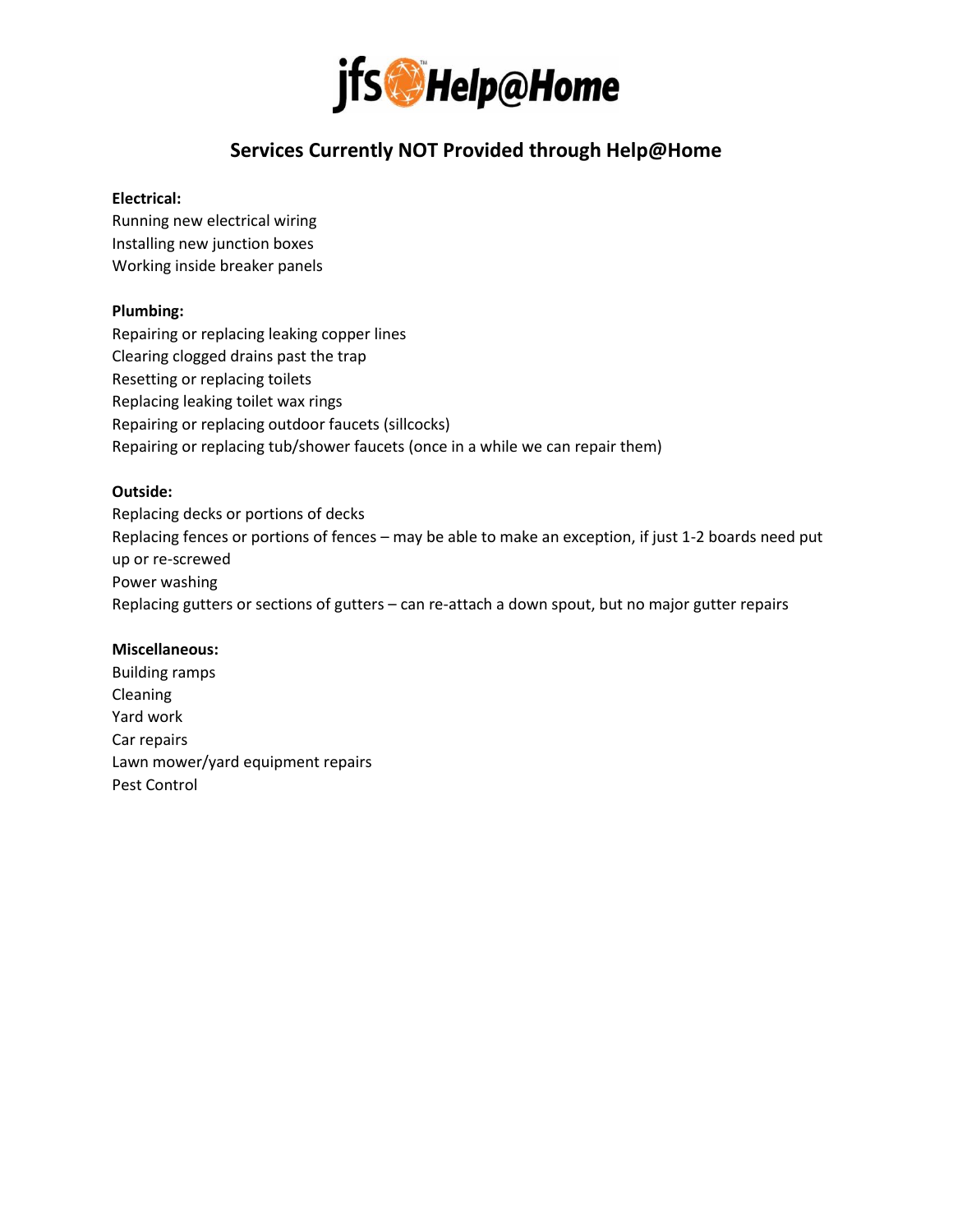jfs Help@Home

# Services Currently NOT Provided through Help@Home

**Electrical:**
Running new electrical wiring
Installing new junction boxes
Working inside breaker panels

**Plumbing:**
Repairing or replacing leaking copper lines
Clearing clogged drains past the trap
Resetting or replacing toilets
Replacing leaking toilet wax rings
Repairing or replacing outdoor faucets (sillcocks)
Repairing or replacing tub/shower faucets (once in a while we can repair them)

**Outside:**
Replacing decks or portions of decks
Replacing fences or portions of fences – may be able to make an exception, if just 1-2 boards need put up or re-screwed
Power washing
Replacing gutters or sections of gutters – can re-attach a down spout, but no major gutter repairs

**Miscellaneous:**
Building ramps
Cleaning
Yard work
Car repairs
Lawn mower/yard equipment repairs
Pest Control